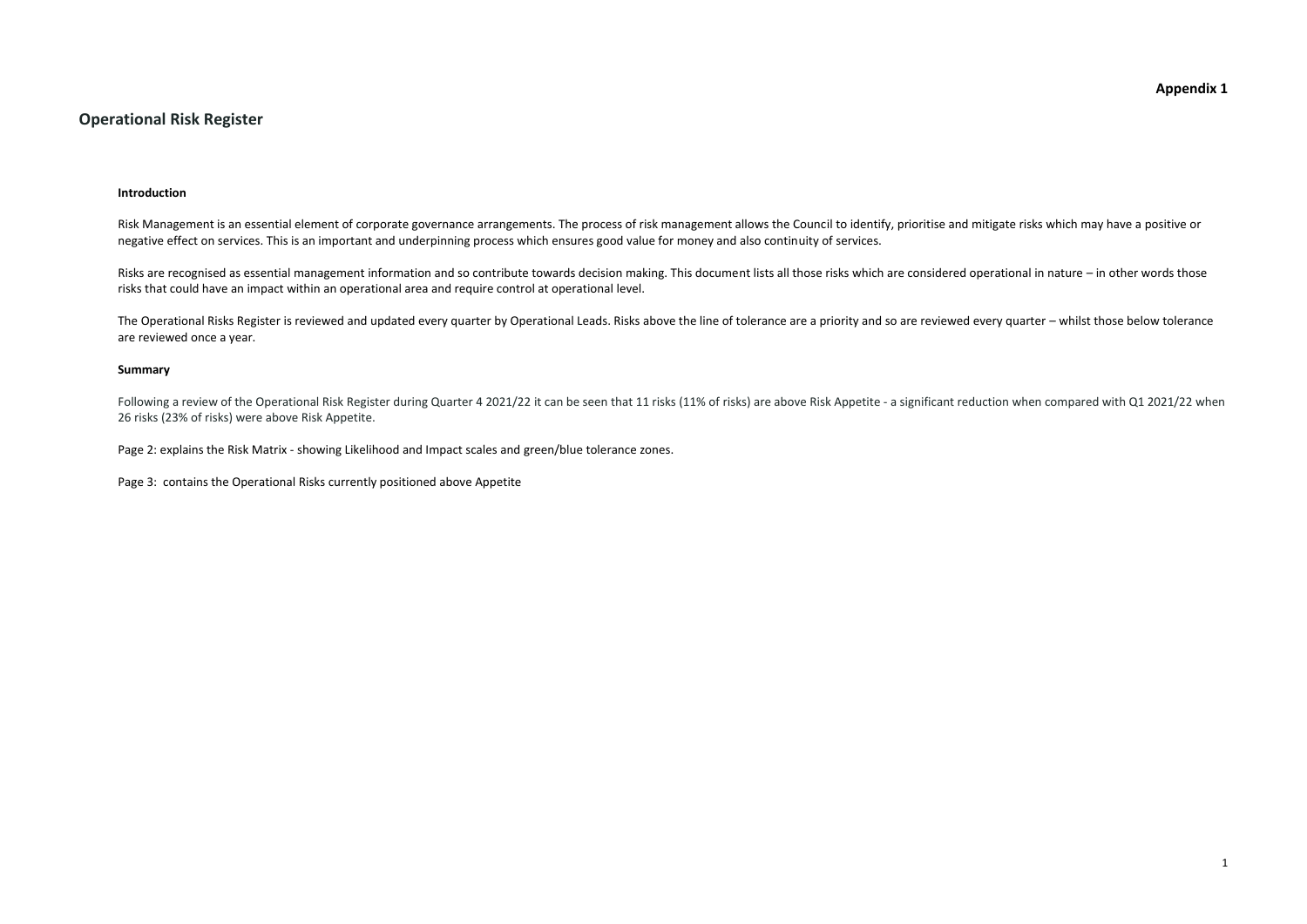**Appendix 1**

## Operational Risk Register

### Introduction

Risk Management is an essential element of corporate governance arrangements. The process of risk management allows the Council to identify, prioritise and mitigate risks which may have a positive or negative effect on services. This is an important and underpinning process which ensures good value for money and also continuity of services.

Risks are recognised as essential management information and so contribute towards decision making. This document lists all those risks which are considered operational in nature – in other words those risks that could have an impact within an operational area and require control at operational level.

The Operational Risks Register is reviewed and updated every quarter by Operational Leads. Risks above the line of tolerance are a priority and so are reviewed every quarter – whilst those below tolerance are reviewed once a year.

### Summary

Following a review of the Operational Risk Register during Quarter 4 2021/22 it can be seen that 11 risks (11% of risks) are above Risk Appetite - a significant reduction when compared with Q1 2021/22 when 26 risks (23% of risks) were above Risk Appetite.

Page 2: explains the Risk Matrix - showing Likelihood and Impact scales and green/blue tolerance zones.

Page 3: contains the Operational Risks currently positioned above Appetite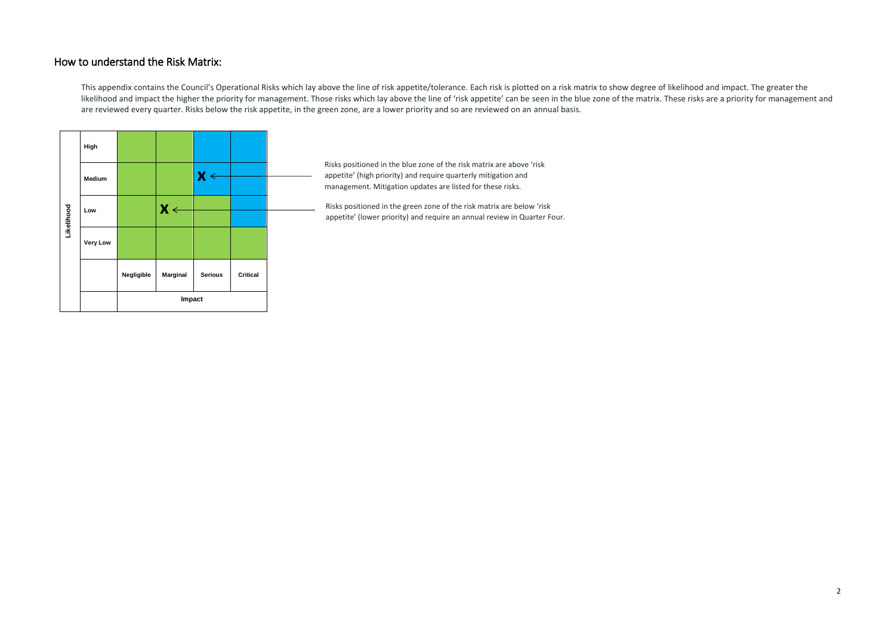## How to understand the Risk Matrix:

This appendix contains the Council's Operational Risks which lay above the line of risk appetite/tolerance. Each risk is plotted on a risk matrix to show degree of likelihood and impact. The greater the likelihood and impact the higher the priority for management. Those risks which lay above the line of 'risk appetite' can be seen in the blue zone of the matrix. These risks are a priority for management and are reviewed every quarter. Risks below the risk appetite, in the green zone, are a lower priority and so are reviewed on an annual basis.

| Likelihood | | | | | |
|---|---|---|---|---|---|
| | High | | | | |
| | Medium | | | X | |
| | Low | | X | | |
| | Very Low | | | | |
| | | Negligible | Marginal | Serious | Critical |
| | | Impact | | | |

Risks positioned in the blue zone of the risk matrix are above 'risk appetite' (high priority) and require quarterly mitigation and management. Mitigation updates are listed for these risks.

Risks positioned in the green zone of the risk matrix are below 'risk appetite' (lower priority) and require an annual review in Quarter Four.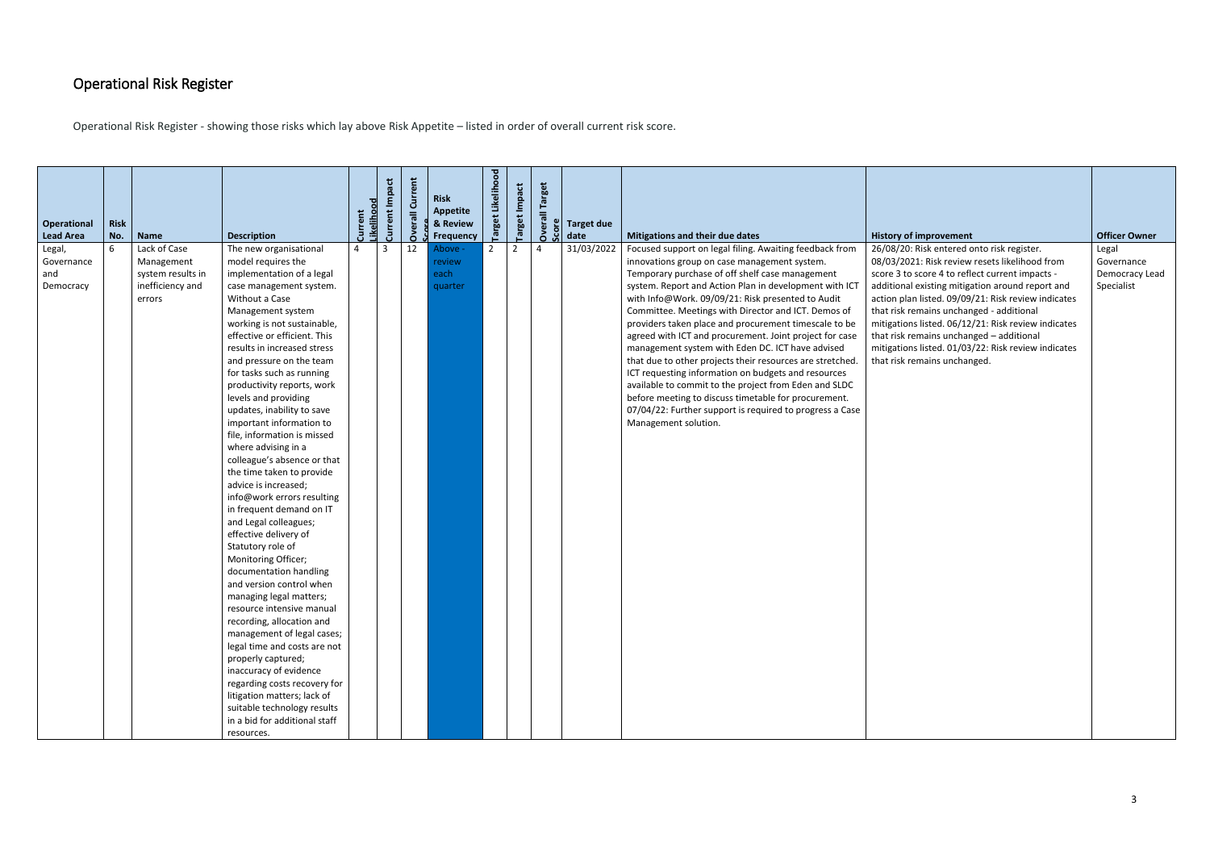# Operational Risk Register

Operational Risk Register - showing those risks which lay above Risk Appetite – listed in order of overall current risk score.

| Operational Lead Area | Risk No. | Name | Description | Current Likelihood | Current Impact | Overall Current Score | Risk Appetite & Review Frequency | Target Likelihood | Target Impact | Overall Target Score | Target due date | Mitigations and their due dates | History of improvement | Officer Owner |
|---|---|---|---|---|---|---|---|---|---|---|---|---|---|---|
| Legal, Governance and Democracy | 6 | Lack of Case Management system results in inefficiency and errors | The new organisational model requires the implementation of a legal case management system. Without a Case Management system working is not sustainable, effective or efficient. This results in increased stress and pressure on the team for tasks such as running productivity reports, work levels and providing updates, inability to save important information to file, information is missed where advising in a colleague's absence or that the time taken to provide advice is increased; info@work errors resulting in frequent demand on IT and Legal colleagues; effective delivery of Statutory role of Monitoring Officer; documentation handling and version control when managing legal matters; resource intensive manual recording, allocation and management of legal cases; legal time and costs are not properly captured; inaccuracy of evidence regarding costs recovery for litigation matters; lack of suitable technology results in a bid for additional staff resources. | 4 | 3 | 12 | Above - review each quarter | 2 | 2 | 4 | 31/03/2022 | Focused support on legal filing. Awaiting feedback from innovations group on case management system. Temporary purchase of off shelf case management system. Report and Action Plan in development with ICT with Info@Work. 09/09/21: Risk presented to Audit Committee. Meetings with Director and ICT. Demos of providers taken place and procurement timescale to be agreed with ICT and procurement. Joint project for case management system with Eden DC. ICT have advised that due to other projects their resources are stretched. ICT requesting information on budgets and resources available to commit to the project from Eden and SLDC before meeting to discuss timetable for procurement. 07/04/22: Further support is required to progress a Case Management solution. | 26/08/20: Risk entered onto risk register. 08/03/2021: Risk review resets likelihood from score 3 to score 4 to reflect current impacts - additional existing mitigation around report and action plan listed. 09/09/21: Risk review indicates that risk remains unchanged - additional mitigations listed. 06/12/21: Risk review indicates that risk remains unchanged – additional mitigations listed. 01/03/22: Risk review indicates that risk remains unchanged. | Legal Governance Democracy Lead Specialist |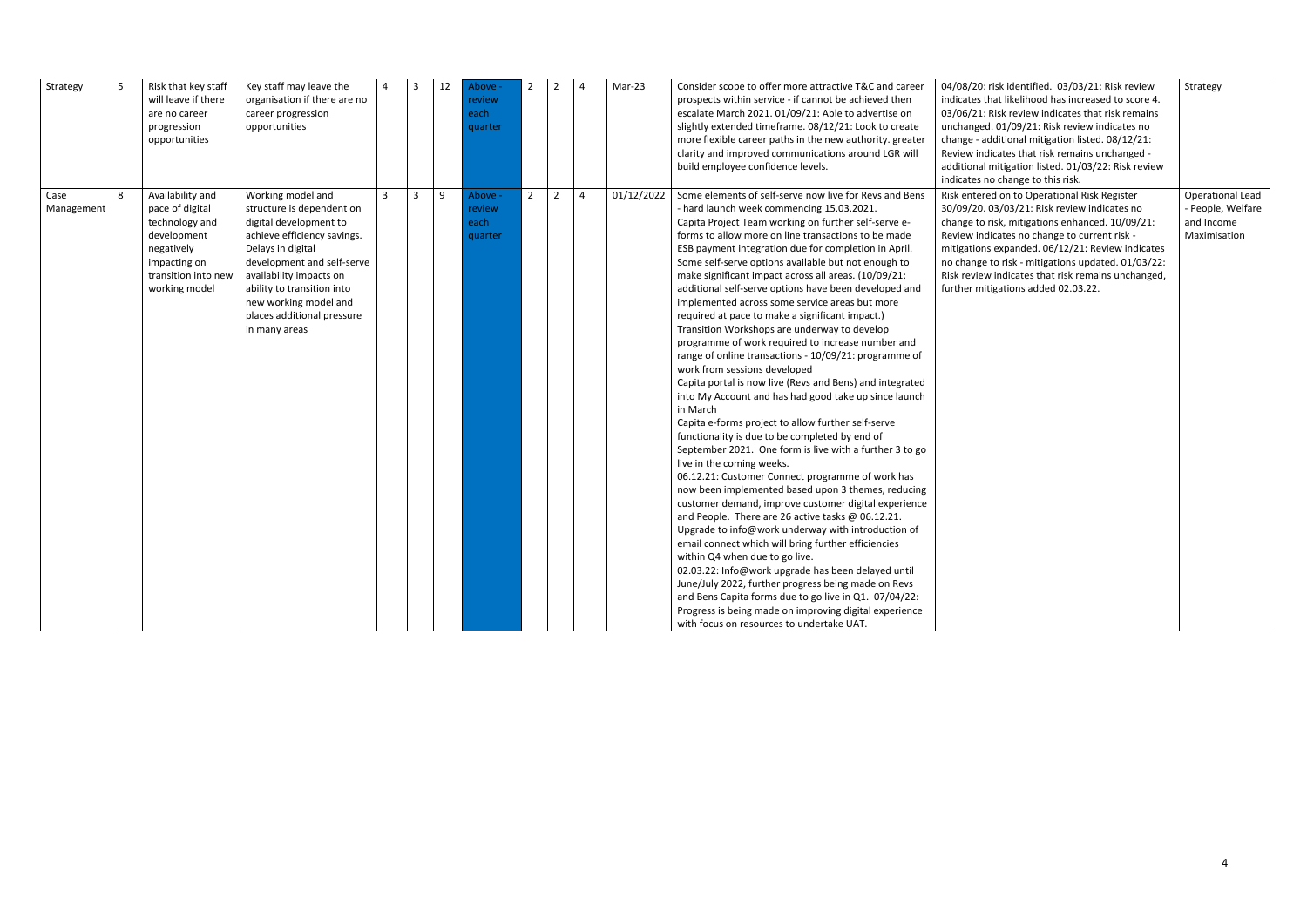| Strategy | 5 | Risk that key staff will leave if there are no career progression opportunities | Key staff may leave the organisation if there are no career progression opportunities | 4 | 3 | 12 | Above - review each quarter | 2 | 2 | 4 | Mar-23 | Consider scope to offer more attractive T&C and career prospects within service - if cannot be achieved then escalate March 2021. 01/09/21: Able to advertise on slightly extended timeframe. 08/12/21: Look to create more flexible career paths in the new authority. greater clarity and improved communications around LGR will build employee confidence levels. | 04/08/20: risk identified. 03/03/21: Risk review indicates that likelihood has increased to score 4. 03/06/21: Risk review indicates that risk remains unchanged. 01/09/21: Risk review indicates no change - additional mitigation listed. 08/12/21: Review indicates that risk remains unchanged - additional mitigation listed. 01/03/22: Risk review indicates no change to this risk. | Strategy |
|---|---|---|---|---|---|---|---|---|---|---|---|---|---|---|
| Case Management | 8 | Availability and pace of digital technology and development negatively impacting on transition into new working model | Working model and structure is dependent on digital development to achieve efficiency savings. Delays in digital development and self-serve availability impacts on ability to transition into new working model and places additional pressure in many areas | 3 | 3 | 9 | Above - review each quarter | 2 | 2 | 4 | 01/12/2022 | Some elements of self-serve now live for Revs and Bens - hard launch week commencing 15.03.2021. Capita Project Team working on further self-serve e-forms to allow more on line transactions to be made ESB payment integration due for completion in April. Some self-serve options available but not enough to make significant impact across all areas. (10/09/21: additional self-serve options have been developed and implemented across some service areas but more required at pace to make a significant impact.) Transition Workshops are underway to develop programme of work required to increase number and range of online transactions - 10/09/21: programme of work from sessions developed Capita portal is now live (Revs and Bens) and integrated into My Account and has had good take up since launch in March Capita e-forms project to allow further self-serve functionality is due to be completed by end of September 2021. One form is live with a further 3 to go live in the coming weeks. 06.12.21: Customer Connect programme of work has now been implemented based upon 3 themes, reducing customer demand, improve customer digital experience and People. There are 26 active tasks @ 06.12.21. Upgrade to info@work underway with introduction of email connect which will bring further efficiencies within Q4 when due to go live. 02.03.22: Info@work upgrade has been delayed until June/July 2022, further progress being made on Revs and Bens Capita forms due to go live in Q1. 07/04/22: Progress is being made on improving digital experience with focus on resources to undertake UAT. | Risk entered on to Operational Risk Register 30/09/20. 03/03/21: Risk review indicates no change to risk, mitigations enhanced. 10/09/21: Review indicates no change to current risk - mitigations expanded. 06/12/21: Review indicates no change to risk - mitigations updated. 01/03/22: Risk review indicates that risk remains unchanged, further mitigations added 02.03.22. | Operational Lead - People, Welfare and Income Maximisation |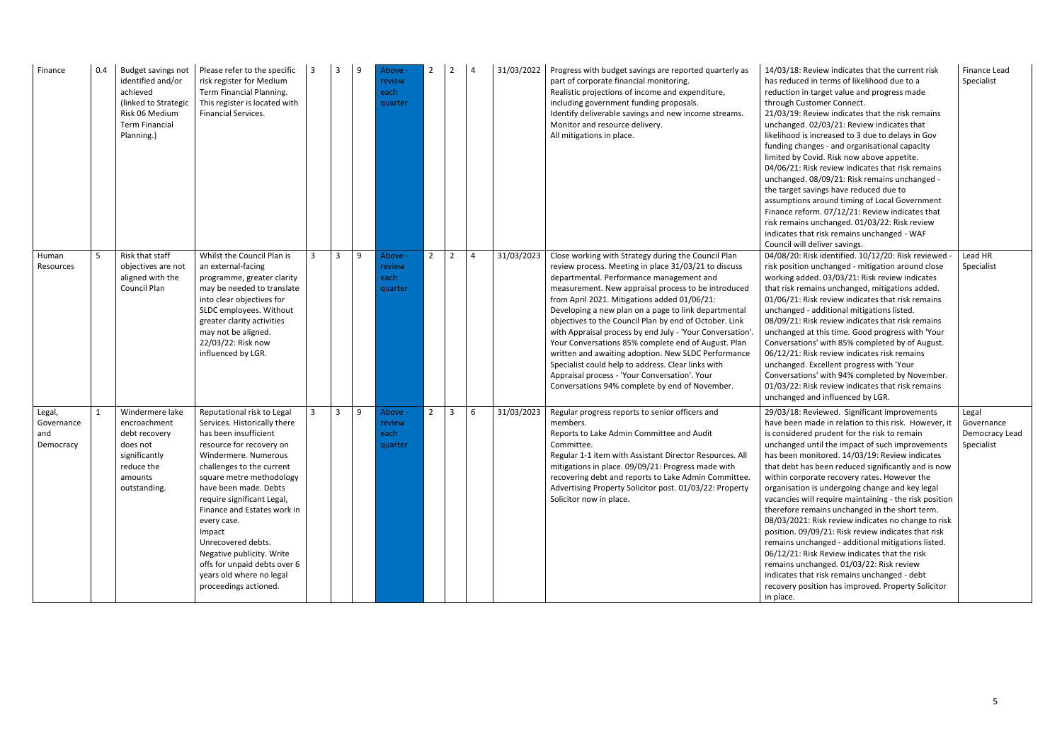| Finance | 0.4 | Budget savings not identified and/or achieved (linked to Strategic Risk 06 Medium Term Financial Planning.) | Please refer to the specific risk register for Medium Term Financial Planning. This register is located with Financial Services. | 3 | 3 | 9 | Above - review each quarter | 2 | 2 | 4 | 31/03/2022 | Progress with budget savings are reported quarterly as part of corporate financial monitoring. Realistic projections of income and expenditure, including government funding proposals. Identify deliverable savings and new income streams. Monitor and resource delivery. All mitigations in place. | 14/03/18: Review indicates that the current risk has reduced in terms of likelihood due to a reduction in target value and progress made through Customer Connect. 21/03/19: Review indicates that the risk remains unchanged. 02/03/21: Review indicates that likelihood is increased to 3 due to delays in Gov funding changes - and organisational capacity limited by Covid. Risk now above appetite. 04/06/21: Risk review indicates that risk remains unchanged. 08/09/21: Risk remains unchanged - the target savings have reduced due to assumptions around timing of Local Government Finance reform. 07/12/21: Review indicates that risk remains unchanged. 01/03/22: Risk review indicates that risk remains unchanged - WAF Council will deliver savings. | Finance Lead Specialist |
|---|---|---|---|---|---|---|---|---|---|---|---|---|---|---|
| Human Resources | 5 | Risk that staff objectives are not aligned with the Council Plan | Whilst the Council Plan is an external-facing programme, greater clarity may be needed to translate into clear objectives for SLDC employees. Without greater clarity activities may not be aligned. 22/03/22: Risk now influenced by LGR. | 3 | 3 | 9 | Above - review each quarter | 2 | 2 | 4 | 31/03/2023 | Close working with Strategy during the Council Plan review process. Meeting in place 31/03/21 to discuss departmental. Performance management and measurement. New appraisal process to be introduced from April 2021. Mitigations added 01/06/21: Developing a new plan on a page to link departmental objectives to the Council Plan by end of October. Link with Appraisal process by end July - 'Your Conversation'. Your Conversations 85% complete end of August. Plan written and awaiting adoption. New SLDC Performance Specialist could help to address. Clear links with Appraisal process - 'Your Conversation'. Your Conversations 94% complete by end of November. | 04/08/20: Risk identified. 10/12/20: Risk reviewed - risk position unchanged - mitigation around close working added. 03/03/21: Risk review indicates that risk remains unchanged, mitigations added. 01/06/21: Risk review indicates that risk remains unchanged - additional mitigations listed. 08/09/21: Risk review indicates that risk remains unchanged at this time. Good progress with 'Your Conversations' with 85% completed by of August. 06/12/21: Risk review indicates risk remains unchanged. Excellent progress with 'Your Conversations' with 94% completed by November. 01/03/22: Risk review indicates that risk remains unchanged and influenced by LGR. | Lead HR Specialist |
| Legal, Governance and Democracy | 1 | Windermere lake encroachment debt recovery does not significantly reduce the amounts outstanding. | Reputational risk to Legal Services. Historically there has been insufficient resource for recovery on Windermere. Numerous challenges to the current square metre methodology have been made. Debts require significant Legal, Finance and Estates work in every case. Impact Unrecovered debts. Negative publicity. Write offs for unpaid debts over 6 years old where no legal proceedings actioned. | 3 | 3 | 9 | Above - review each quarter | 2 | 3 | 6 | 31/03/2023 | Regular progress reports to senior officers and members. Reports to Lake Admin Committee and Audit Committee. Regular 1-1 item with Assistant Director Resources. All mitigations in place. 09/09/21: Progress made with recovering debt and reports to Lake Admin Committee. Advertising Property Solicitor post. 01/03/22: Property Solicitor now in place. | 29/03/18: Reviewed. Significant improvements have been made in relation to this risk. However, it is considered prudent for the risk to remain unchanged until the impact of such improvements has been monitored. 14/03/19: Review indicates that debt has been reduced significantly and is now within corporate recovery rates. However the organisation is undergoing change and key legal vacancies will require maintaining - the risk position therefore remains unchanged in the short term. 08/03/2021: Risk review indicates no change to risk position. 09/09/21: Risk review indicates that risk remains unchanged - additional mitigations listed. 06/12/21: Risk Review indicates that the risk remains unchanged. 01/03/22: Risk review indicates that risk remains unchanged - debt recovery position has improved. Property Solicitor in place. | Legal Governance Democracy Lead Specialist |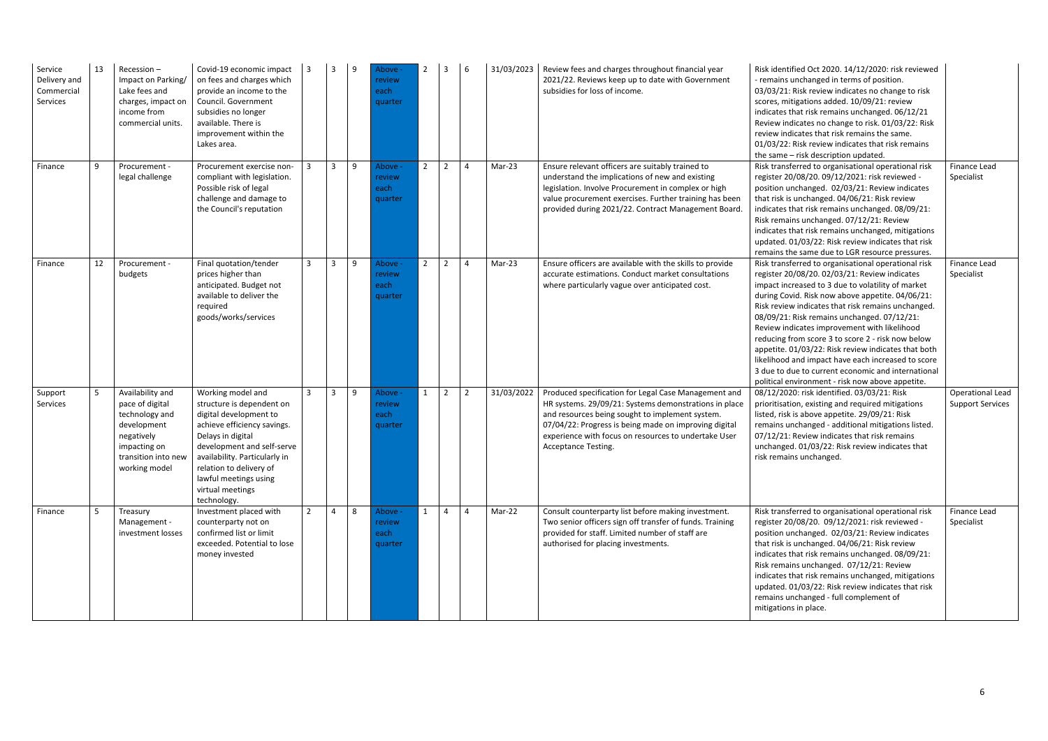| | | | | | | | | | | | | | | |
|---|---|---|---|---|---|---|---|---|---|---|---|---|---|---|
| Service Delivery and Commercial Services | 13 | Recession – Impact on Parking/ Lake fees and charges, impact on income from commercial units. | Covid-19 economic impact on fees and charges which provide an income to the Council. Government subsidies no longer available. There is improvement within the Lakes area. | 3 | 3 | 9 | Above - review each quarter | 2 | 3 | 6 | 31/03/2023 | Review fees and charges throughout financial year 2021/22. Reviews keep up to date with Government subsidies for loss of income. | Risk identified Oct 2020. 14/12/2020: risk reviewed - remains unchanged in terms of position. 03/03/21: Risk review indicates no change to risk scores, mitigations added. 10/09/21: review indicates that risk remains unchanged. 06/12/21 Review indicates no change to risk. 01/03/22: Risk review indicates that risk remains the same. 01/03/22: Risk review indicates that risk remains the same – risk description updated. | |
| Finance | 9 | Procurement - legal challenge | Procurement exercise non-compliant with legislation. Possible risk of legal challenge and damage to the Council's reputation | 3 | 3 | 9 | Above - review each quarter | 2 | 2 | 4 | Mar-23 | Ensure relevant officers are suitably trained to understand the implications of new and existing legislation. Involve Procurement in complex or high value procurement exercises. Further training has been provided during 2021/22. Contract Management Board. | Risk transferred to organisational operational risk register 20/08/20. 09/12/2021: risk reviewed - position unchanged. 02/03/21: Review indicates that risk is unchanged. 04/06/21: Risk review indicates that risk remains unchanged. 08/09/21: Risk remains unchanged. 07/12/21: Review indicates that risk remains unchanged, mitigations updated. 01/03/22: Risk review indicates that risk remains the same due to LGR resource pressures. | Finance Lead Specialist |
| Finance | 12 | Procurement - budgets | Final quotation/tender prices higher than anticipated. Budget not available to deliver the required goods/works/services | 3 | 3 | 9 | Above - review each quarter | 2 | 2 | 4 | Mar-23 | Ensure officers are available with the skills to provide accurate estimations. Conduct market consultations where particularly vague over anticipated cost. | Risk transferred to organisational operational risk register 20/08/20. 02/03/21: Review indicates impact increased to 3 due to volatility of market during Covid. Risk now above appetite. 04/06/21: Risk review indicates that risk remains unchanged. 08/09/21: Risk remains unchanged. 07/12/21: Review indicates improvement with likelihood reducing from score 3 to score 2 - risk now below appetite. 01/03/22: Risk review indicates that both likelihood and impact have each increased to score 3 due to due to current economic and international political environment - risk now above appetite. | Finance Lead Specialist |
| Support Services | 5 | Availability and pace of digital technology and development negatively impacting on transition into new working model | Working model and structure is dependent on digital development to achieve efficiency savings. Delays in digital development and self-serve availability. Particularly in relation to delivery of lawful meetings using virtual meetings technology. | 3 | 3 | 9 | Above - review each quarter | 1 | 2 | 2 | 31/03/2022 | Produced specification for Legal Case Management and HR systems. 29/09/21: Systems demonstrations in place and resources being sought to implement system. 07/04/22: Progress is being made on improving digital experience with focus on resources to undertake User Acceptance Testing. | 08/12/2020: risk identified. 03/03/21: Risk prioritisation, existing and required mitigations listed, risk is above appetite. 29/09/21: Risk remains unchanged - additional mitigations listed. 07/12/21: Review indicates that risk remains unchanged. 01/03/22: Risk review indicates that risk remains unchanged. | Operational Lead Support Services |
| Finance | 5 | Treasury Management - investment losses | Investment placed with counterparty not on confirmed list or limit exceeded. Potential to lose money invested | 2 | 4 | 8 | Above - review each quarter | 1 | 4 | 4 | Mar-22 | Consult counterparty list before making investment. Two senior officers sign off transfer of funds. Training provided for staff. Limited number of staff are authorised for placing investments. | Risk transferred to organisational operational risk register 20/08/20. 09/12/2021: risk reviewed - position unchanged. 02/03/21: Review indicates that risk is unchanged. 04/06/21: Risk review indicates that risk remains unchanged. 08/09/21: Risk remains unchanged. 07/12/21: Review indicates that risk remains unchanged, mitigations updated. 01/03/22: Risk review indicates that risk remains unchanged - full complement of mitigations in place. | Finance Lead Specialist |